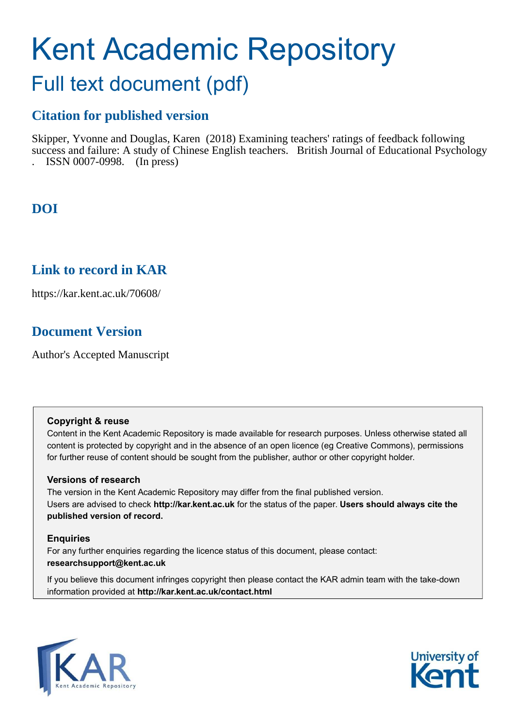# Kent Academic Repository

## Full text document (pdf)

## Citation for published version

Skipper, Yvonne and Douglas, Karen (2018) Examining teachers' ratings of feedback following success and failure: A study of Chinese English teachers. British Journal of Educational Psychology . ISSN 0007-0998. (In press)

## DOI

## Link to record in KAR

https://kar.kent.ac.uk/70608/

## Document Version

Author's Accepted Manuscript

**Copyright & reuse**

Content in the Kent Academic Repository is made available for research purposes. Unless otherwise stated all content is protected by copyright and in the absence of an open licence (eg Creative Commons), permissions for further reuse of content should be sought from the publisher, author or other copyright holder.

**Versions of research**

The version in the Kent Academic Repository may differ from the final published version. Users are advised to check **http://kar.kent.ac.uk** for the status of the paper. **Users should always cite the published version of record.**

**Enquiries**

For any further enquiries regarding the licence status of this document, please contact: **researchsupport@kent.ac.uk**

If you believe this document infringes copyright then please contact the KAR admin team with the take-down information provided at **http://kar.kent.ac.uk/contact.html**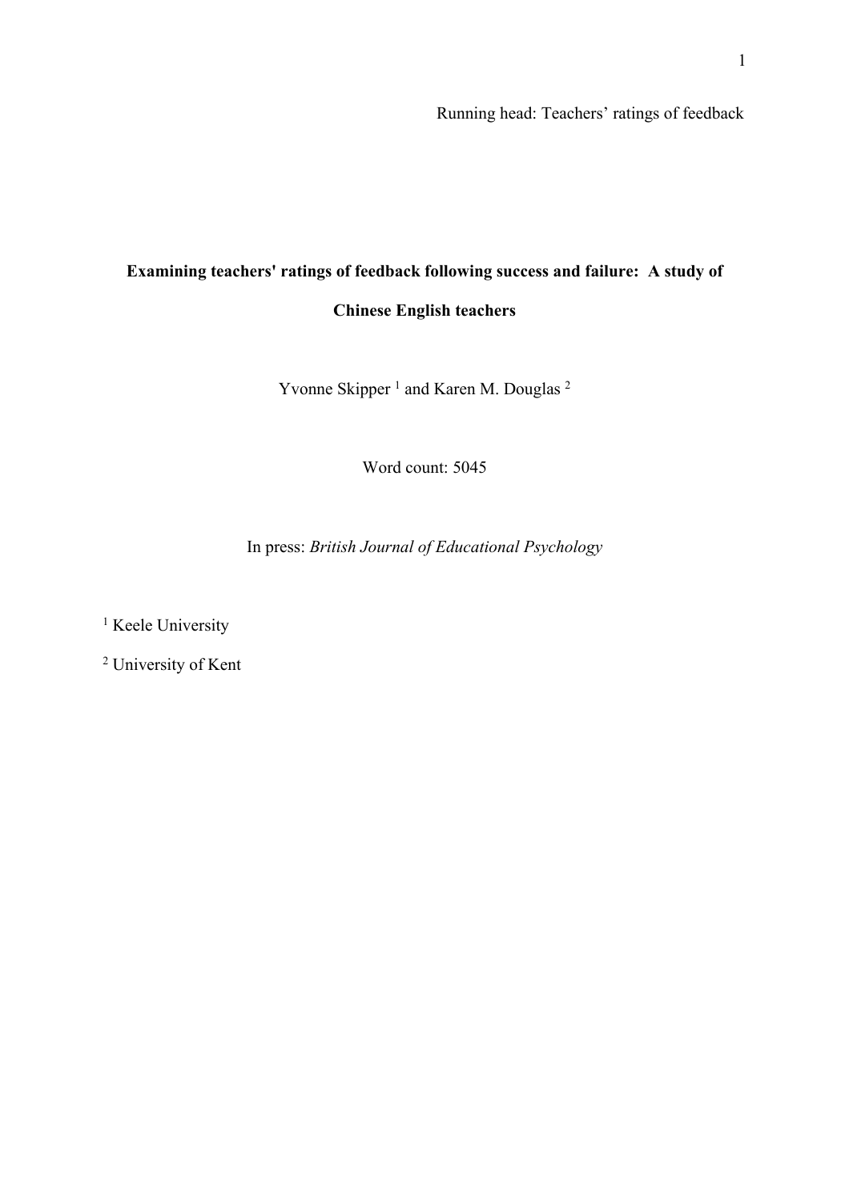# Examining teachers' ratings of feedback following success and failure: A study of Chinese English teachers

Yvonne Skipper [1] and Karen M. Douglas [2]

Word count: 5045

In press: *British Journal of Educational Psychology*

[1] Keele University

[2] University of Kent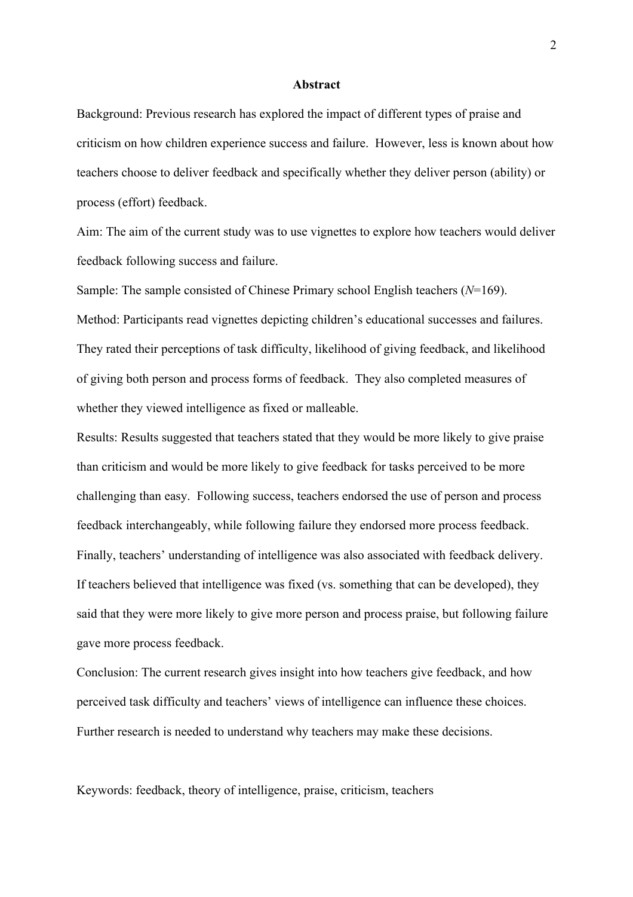## Abstract

Background: Previous research has explored the impact of different types of praise and criticism on how children experience success and failure. However, less is known about how teachers choose to deliver feedback and specifically whether they deliver person (ability) or process (effort) feedback.

Aim: The aim of the current study was to use vignettes to explore how teachers would deliver feedback following success and failure.

Sample: The sample consisted of Chinese Primary school English teachers (*N*=169).

Method: Participants read vignettes depicting children's educational successes and failures. They rated their perceptions of task difficulty, likelihood of giving feedback, and likelihood of giving both person and process forms of feedback. They also completed measures of whether they viewed intelligence as fixed or malleable.

Results: Results suggested that teachers stated that they would be more likely to give praise than criticism and would be more likely to give feedback for tasks perceived to be more challenging than easy. Following success, teachers endorsed the use of person and process feedback interchangeably, while following failure they endorsed more process feedback. Finally, teachers' understanding of intelligence was also associated with feedback delivery. If teachers believed that intelligence was fixed (vs. something that can be developed), they said that they were more likely to give more person and process praise, but following failure gave more process feedback.

Conclusion: The current research gives insight into how teachers give feedback, and how perceived task difficulty and teachers' views of intelligence can influence these choices. Further research is needed to understand why teachers may make these decisions.

Keywords: feedback, theory of intelligence, praise, criticism, teachers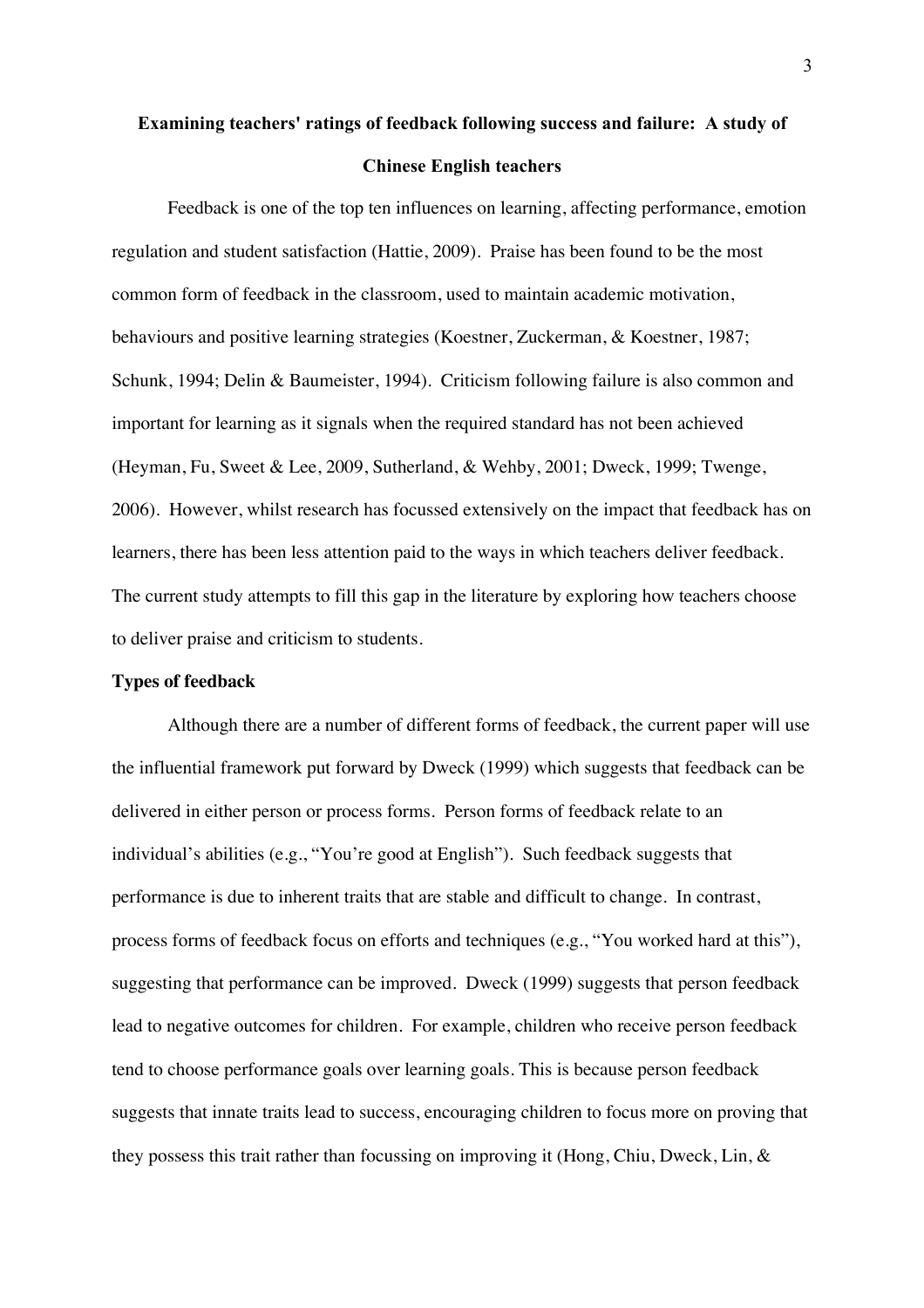# Examining teachers' ratings of feedback following success and failure: A study of Chinese English teachers

Feedback is one of the top ten influences on learning, affecting performance, emotion regulation and student satisfaction (Hattie, 2009). Praise has been found to be the most common form of feedback in the classroom, used to maintain academic motivation, behaviours and positive learning strategies (Koestner, Zuckerman, & Koestner, 1987; Schunk, 1994; Delin & Baumeister, 1994). Criticism following failure is also common and important for learning as it signals when the required standard has not been achieved (Heyman, Fu, Sweet & Lee, 2009, Sutherland, & Wehby, 2001; Dweck, 1999; Twenge, 2006). However, whilst research has focussed extensively on the impact that feedback has on learners, there has been less attention paid to the ways in which teachers deliver feedback. The current study attempts to fill this gap in the literature by exploring how teachers choose to deliver praise and criticism to students.

## Types of feedback

Although there are a number of different forms of feedback, the current paper will use the influential framework put forward by Dweck (1999) which suggests that feedback can be delivered in either person or process forms. Person forms of feedback relate to an individual's abilities (e.g., "You're good at English"). Such feedback suggests that performance is due to inherent traits that are stable and difficult to change. In contrast, process forms of feedback focus on efforts and techniques (e.g., "You worked hard at this"), suggesting that performance can be improved. Dweck (1999) suggests that person feedback lead to negative outcomes for children. For example, children who receive person feedback tend to choose performance goals over learning goals. This is because person feedback suggests that innate traits lead to success, encouraging children to focus more on proving that they possess this trait rather than focussing on improving it (Hong, Chiu, Dweck, Lin, &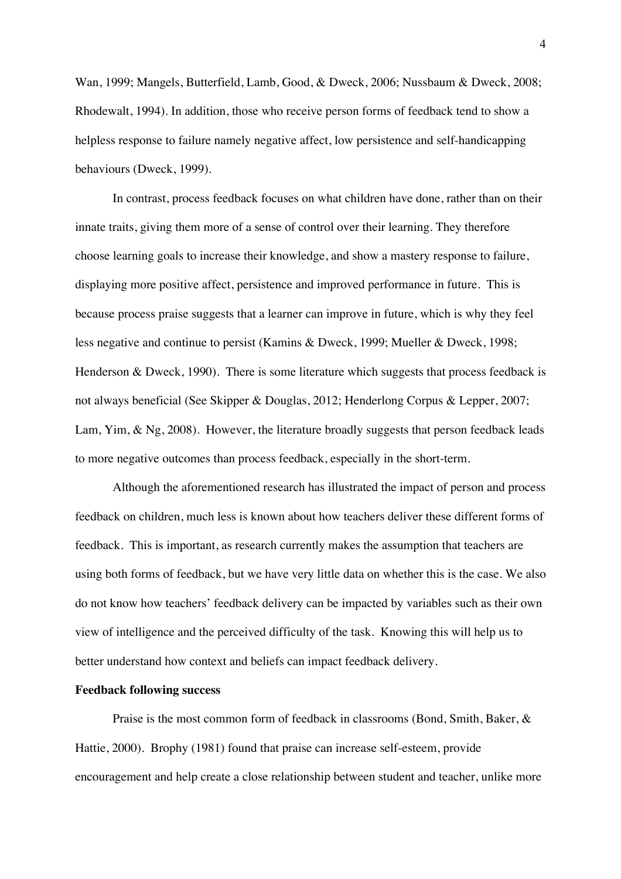Wan, 1999; Mangels, Butterfield, Lamb, Good, & Dweck, 2006; Nussbaum & Dweck, 2008; Rhodewalt, 1994). In addition, those who receive person forms of feedback tend to show a helpless response to failure namely negative affect, low persistence and self-handicapping behaviours (Dweck, 1999).

In contrast, process feedback focuses on what children have done, rather than on their innate traits, giving them more of a sense of control over their learning. They therefore choose learning goals to increase their knowledge, and show a mastery response to failure, displaying more positive affect, persistence and improved performance in future. This is because process praise suggests that a learner can improve in future, which is why they feel less negative and continue to persist (Kamins & Dweck, 1999; Mueller & Dweck, 1998; Henderson & Dweck, 1990). There is some literature which suggests that process feedback is not always beneficial (See Skipper & Douglas, 2012; Henderlong Corpus & Lepper, 2007; Lam, Yim, & Ng, 2008). However, the literature broadly suggests that person feedback leads to more negative outcomes than process feedback, especially in the short-term.

Although the aforementioned research has illustrated the impact of person and process feedback on children, much less is known about how teachers deliver these different forms of feedback. This is important, as research currently makes the assumption that teachers are using both forms of feedback, but we have very little data on whether this is the case. We also do not know how teachers' feedback delivery can be impacted by variables such as their own view of intelligence and the perceived difficulty of the task. Knowing this will help us to better understand how context and beliefs can impact feedback delivery.

**Feedback following success**

Praise is the most common form of feedback in classrooms (Bond, Smith, Baker, & Hattie, 2000). Brophy (1981) found that praise can increase self-esteem, provide encouragement and help create a close relationship between student and teacher, unlike more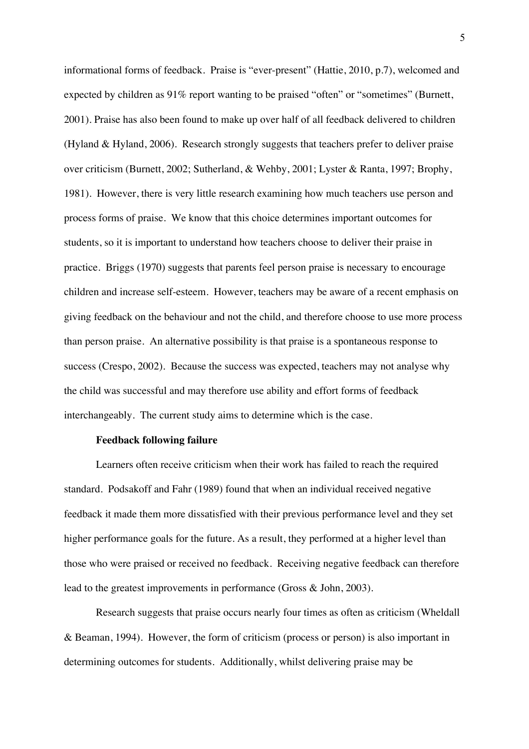informational forms of feedback. Praise is "ever-present" (Hattie, 2010, p.7), welcomed and expected by children as 91% report wanting to be praised "often" or "sometimes" (Burnett, 2001). Praise has also been found to make up over half of all feedback delivered to children (Hyland & Hyland, 2006). Research strongly suggests that teachers prefer to deliver praise over criticism (Burnett, 2002; Sutherland, & Wehby, 2001; Lyster & Ranta, 1997; Brophy, 1981). However, there is very little research examining how much teachers use person and process forms of praise. We know that this choice determines important outcomes for students, so it is important to understand how teachers choose to deliver their praise in practice. Briggs (1970) suggests that parents feel person praise is necessary to encourage children and increase self-esteem. However, teachers may be aware of a recent emphasis on giving feedback on the behaviour and not the child, and therefore choose to use more process than person praise. An alternative possibility is that praise is a spontaneous response to success (Crespo, 2002). Because the success was expected, teachers may not analyse why the child was successful and may therefore use ability and effort forms of feedback interchangeably. The current study aims to determine which is the case.

**Feedback following failure**

Learners often receive criticism when their work has failed to reach the required standard. Podsakoff and Fahr (1989) found that when an individual received negative feedback it made them more dissatisfied with their previous performance level and they set higher performance goals for the future. As a result, they performed at a higher level than those who were praised or received no feedback. Receiving negative feedback can therefore lead to the greatest improvements in performance (Gross & John, 2003).

Research suggests that praise occurs nearly four times as often as criticism (Wheldall & Beaman, 1994). However, the form of criticism (process or person) is also important in determining outcomes for students. Additionally, whilst delivering praise may be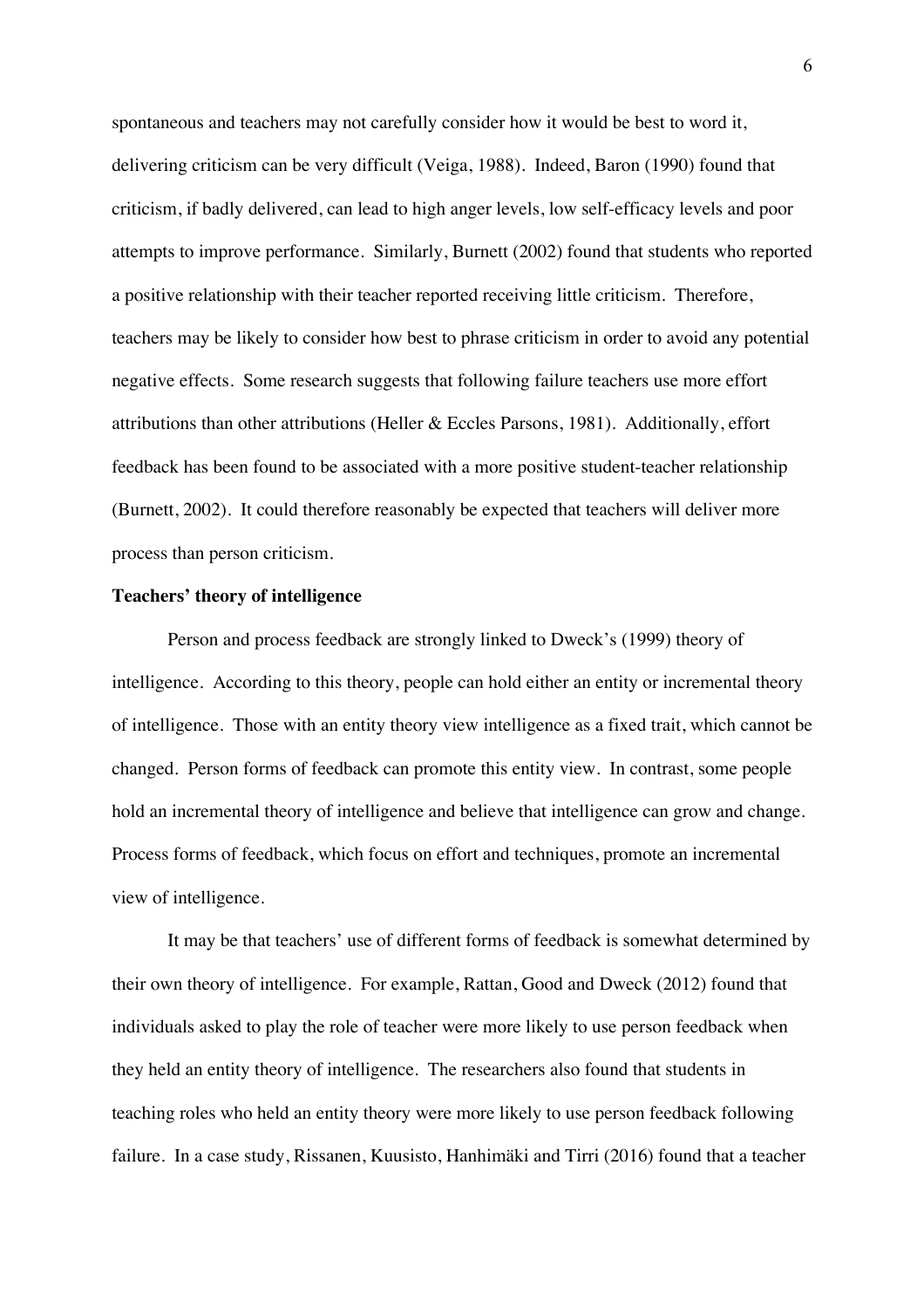spontaneous and teachers may not carefully consider how it would be best to word it, delivering criticism can be very difficult (Veiga, 1988). Indeed, Baron (1990) found that criticism, if badly delivered, can lead to high anger levels, low self-efficacy levels and poor attempts to improve performance. Similarly, Burnett (2002) found that students who reported a positive relationship with their teacher reported receiving little criticism. Therefore, teachers may be likely to consider how best to phrase criticism in order to avoid any potential negative effects. Some research suggests that following failure teachers use more effort attributions than other attributions (Heller & Eccles Parsons, 1981). Additionally, effort feedback has been found to be associated with a more positive student-teacher relationship (Burnett, 2002). It could therefore reasonably be expected that teachers will deliver more process than person criticism.

**Teachers' theory of intelligence**

Person and process feedback are strongly linked to Dweck's (1999) theory of intelligence. According to this theory, people can hold either an entity or incremental theory of intelligence. Those with an entity theory view intelligence as a fixed trait, which cannot be changed. Person forms of feedback can promote this entity view. In contrast, some people hold an incremental theory of intelligence and believe that intelligence can grow and change. Process forms of feedback, which focus on effort and techniques, promote an incremental view of intelligence.

It may be that teachers' use of different forms of feedback is somewhat determined by their own theory of intelligence. For example, Rattan, Good and Dweck (2012) found that individuals asked to play the role of teacher were more likely to use person feedback when they held an entity theory of intelligence. The researchers also found that students in teaching roles who held an entity theory were more likely to use person feedback following failure. In a case study, Rissanen, Kuusisto, Hanhimäki and Tirri (2016) found that a teacher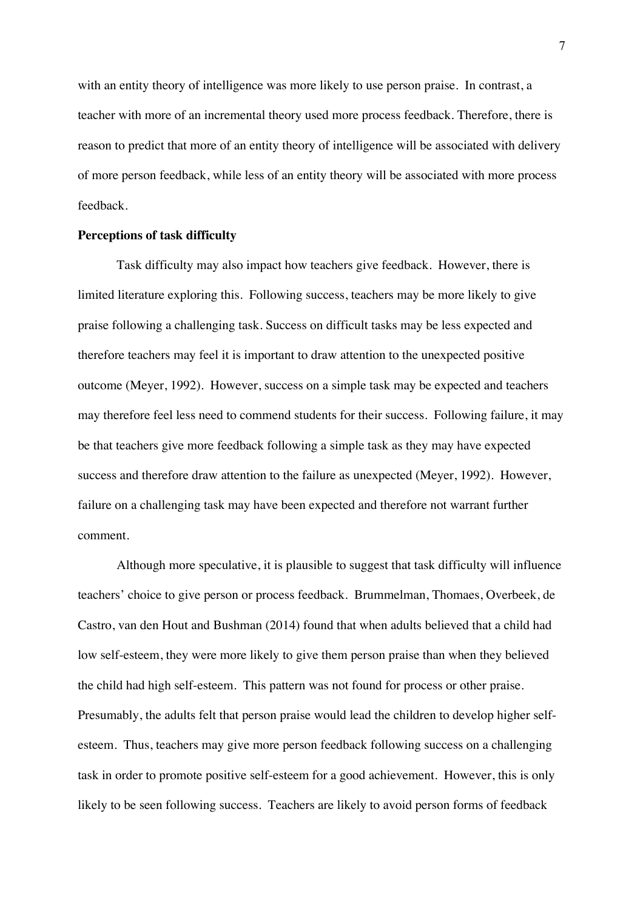with an entity theory of intelligence was more likely to use person praise. In contrast, a teacher with more of an incremental theory used more process feedback. Therefore, there is reason to predict that more of an entity theory of intelligence will be associated with delivery of more person feedback, while less of an entity theory will be associated with more process feedback.

**Perceptions of task difficulty**

Task difficulty may also impact how teachers give feedback. However, there is limited literature exploring this. Following success, teachers may be more likely to give praise following a challenging task. Success on difficult tasks may be less expected and therefore teachers may feel it is important to draw attention to the unexpected positive outcome (Meyer, 1992). However, success on a simple task may be expected and teachers may therefore feel less need to commend students for their success. Following failure, it may be that teachers give more feedback following a simple task as they may have expected success and therefore draw attention to the failure as unexpected (Meyer, 1992). However, failure on a challenging task may have been expected and therefore not warrant further comment.

Although more speculative, it is plausible to suggest that task difficulty will influence teachers' choice to give person or process feedback. Brummelman, Thomaes, Overbeek, de Castro, van den Hout and Bushman (2014) found that when adults believed that a child had low self-esteem, they were more likely to give them person praise than when they believed the child had high self-esteem. This pattern was not found for process or other praise. Presumably, the adults felt that person praise would lead the children to develop higher self-esteem. Thus, teachers may give more person feedback following success on a challenging task in order to promote positive self-esteem for a good achievement. However, this is only likely to be seen following success. Teachers are likely to avoid person forms of feedback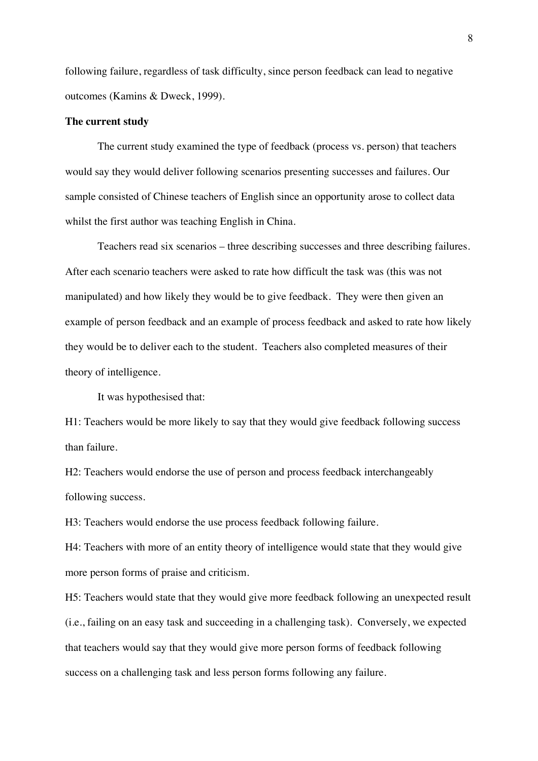following failure, regardless of task difficulty, since person feedback can lead to negative outcomes (Kamins & Dweck, 1999).

**The current study**

The current study examined the type of feedback (process vs. person) that teachers would say they would deliver following scenarios presenting successes and failures. Our sample consisted of Chinese teachers of English since an opportunity arose to collect data whilst the first author was teaching English in China.

Teachers read six scenarios – three describing successes and three describing failures. After each scenario teachers were asked to rate how difficult the task was (this was not manipulated) and how likely they would be to give feedback. They were then given an example of person feedback and an example of process feedback and asked to rate how likely they would be to deliver each to the student. Teachers also completed measures of their theory of intelligence.

It was hypothesised that:

H1: Teachers would be more likely to say that they would give feedback following success than failure.

H2: Teachers would endorse the use of person and process feedback interchangeably following success.

H3: Teachers would endorse the use process feedback following failure.

H4: Teachers with more of an entity theory of intelligence would state that they would give more person forms of praise and criticism.

H5: Teachers would state that they would give more feedback following an unexpected result (i.e., failing on an easy task and succeeding in a challenging task). Conversely, we expected that teachers would say that they would give more person forms of feedback following success on a challenging task and less person forms following any failure.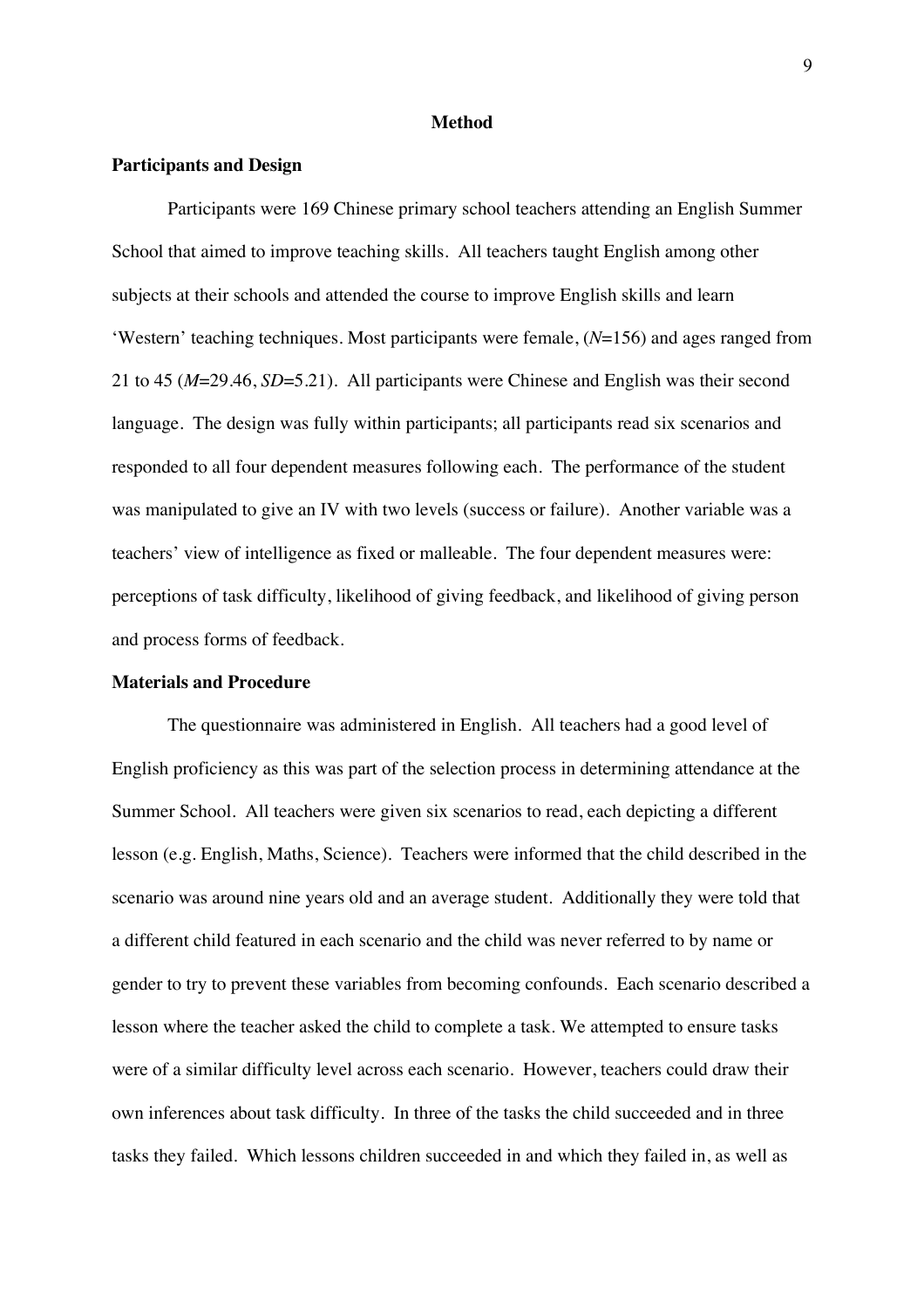# Method

## Participants and Design

Participants were 169 Chinese primary school teachers attending an English Summer School that aimed to improve teaching skills. All teachers taught English among other subjects at their schools and attended the course to improve English skills and learn 'Western' teaching techniques. Most participants were female, ($N$=156) and ages ranged from 21 to 45 ($M$=29.46, $SD$=5.21). All participants were Chinese and English was their second language. The design was fully within participants; all participants read six scenarios and responded to all four dependent measures following each. The performance of the student was manipulated to give an IV with two levels (success or failure). Another variable was a teachers' view of intelligence as fixed or malleable. The four dependent measures were: perceptions of task difficulty, likelihood of giving feedback, and likelihood of giving person and process forms of feedback.

## Materials and Procedure

The questionnaire was administered in English. All teachers had a good level of English proficiency as this was part of the selection process in determining attendance at the Summer School. All teachers were given six scenarios to read, each depicting a different lesson (e.g. English, Maths, Science). Teachers were informed that the child described in the scenario was around nine years old and an average student. Additionally they were told that a different child featured in each scenario and the child was never referred to by name or gender to try to prevent these variables from becoming confounds. Each scenario described a lesson where the teacher asked the child to complete a task. We attempted to ensure tasks were of a similar difficulty level across each scenario. However, teachers could draw their own inferences about task difficulty. In three of the tasks the child succeeded and in three tasks they failed. Which lessons children succeeded in and which they failed in, as well as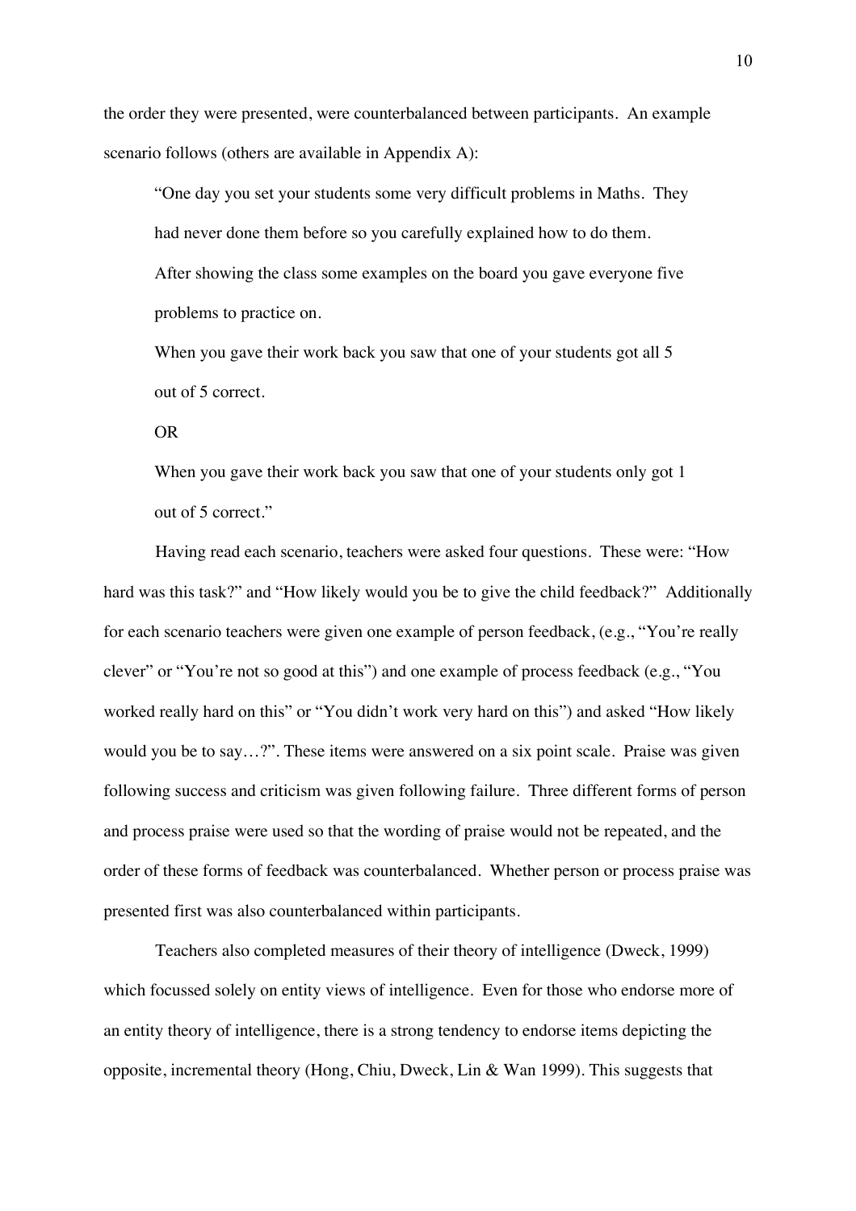the order they were presented, were counterbalanced between participants. An example scenario follows (others are available in Appendix A):

> "One day you set your students some very difficult problems in Maths. They had never done them before so you carefully explained how to do them.
>
> After showing the class some examples on the board you gave everyone five problems to practice on.
>
> When you gave their work back you saw that one of your students got all 5 out of 5 correct.
>
> OR
>
> When you gave their work back you saw that one of your students only got 1 out of 5 correct."

Having read each scenario, teachers were asked four questions. These were: "How hard was this task?" and "How likely would you be to give the child feedback?" Additionally for each scenario teachers were given one example of person feedback, (e.g., "You're really clever" or "You're not so good at this") and one example of process feedback (e.g., "You worked really hard on this" or "You didn't work very hard on this") and asked "How likely would you be to say…?". These items were answered on a six point scale. Praise was given following success and criticism was given following failure. Three different forms of person and process praise were used so that the wording of praise would not be repeated, and the order of these forms of feedback was counterbalanced. Whether person or process praise was presented first was also counterbalanced within participants.

Teachers also completed measures of their theory of intelligence (Dweck, 1999) which focussed solely on entity views of intelligence. Even for those who endorse more of an entity theory of intelligence, there is a strong tendency to endorse items depicting the opposite, incremental theory (Hong, Chiu, Dweck, Lin & Wan 1999). This suggests that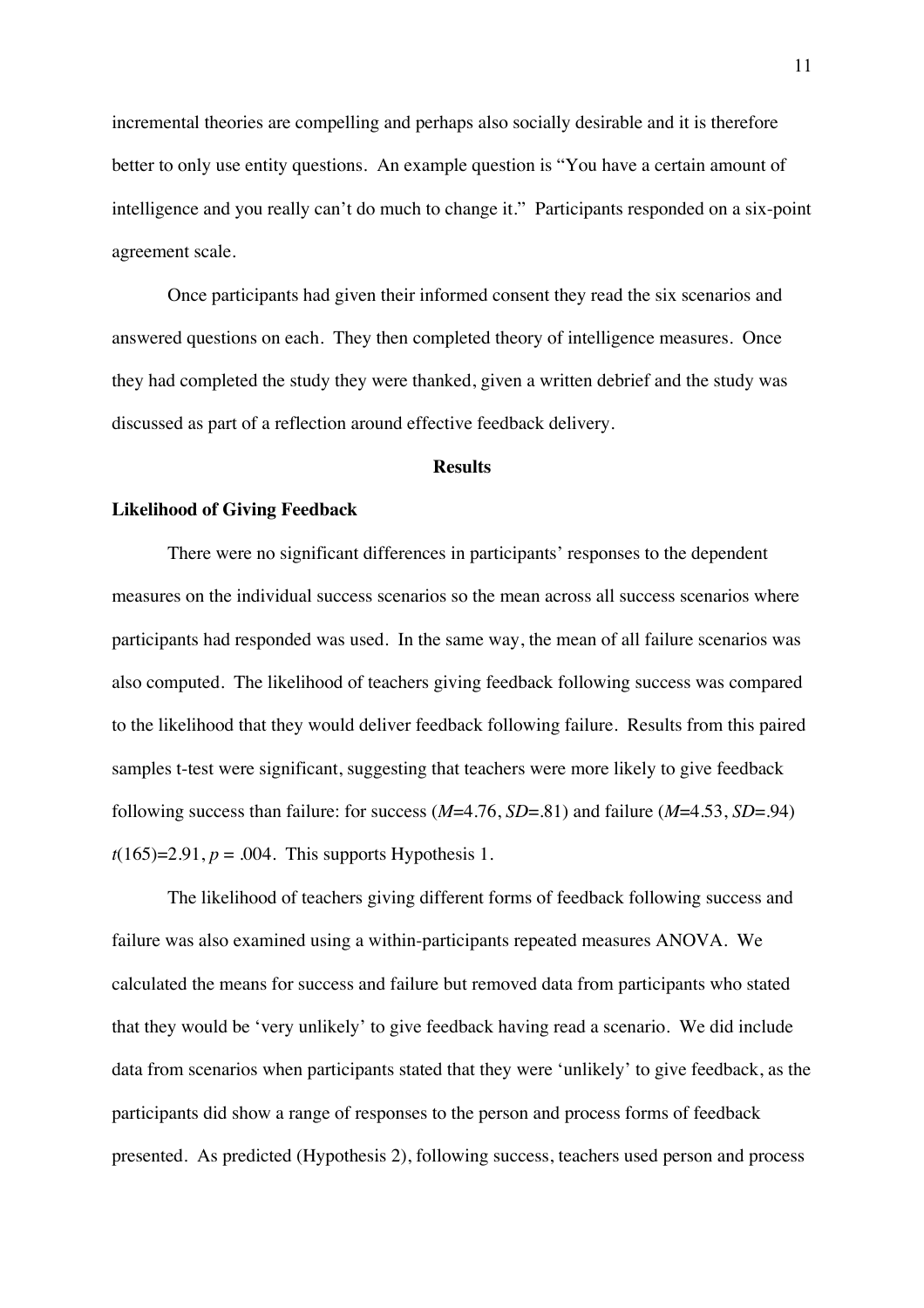incremental theories are compelling and perhaps also socially desirable and it is therefore better to only use entity questions. An example question is "You have a certain amount of intelligence and you really can't do much to change it." Participants responded on a six-point agreement scale.

Once participants had given their informed consent they read the six scenarios and answered questions on each. They then completed theory of intelligence measures. Once they had completed the study they were thanked, given a written debrief and the study was discussed as part of a reflection around effective feedback delivery.

## Results

### Likelihood of Giving Feedback

There were no significant differences in participants' responses to the dependent measures on the individual success scenarios so the mean across all success scenarios where participants had responded was used. In the same way, the mean of all failure scenarios was also computed. The likelihood of teachers giving feedback following success was compared to the likelihood that they would deliver feedback following failure. Results from this paired samples t-test were significant, suggesting that teachers were more likely to give feedback following success than failure: for success ($M$=4.76, $SD$=.81) and failure ($M$=4.53, $SD$=.94) $t(165)=2.91$, $p$ = .004. This supports Hypothesis 1.

The likelihood of teachers giving different forms of feedback following success and failure was also examined using a within-participants repeated measures ANOVA. We calculated the means for success and failure but removed data from participants who stated that they would be 'very unlikely' to give feedback having read a scenario. We did include data from scenarios when participants stated that they were 'unlikely' to give feedback, as the participants did show a range of responses to the person and process forms of feedback presented. As predicted (Hypothesis 2), following success, teachers used person and process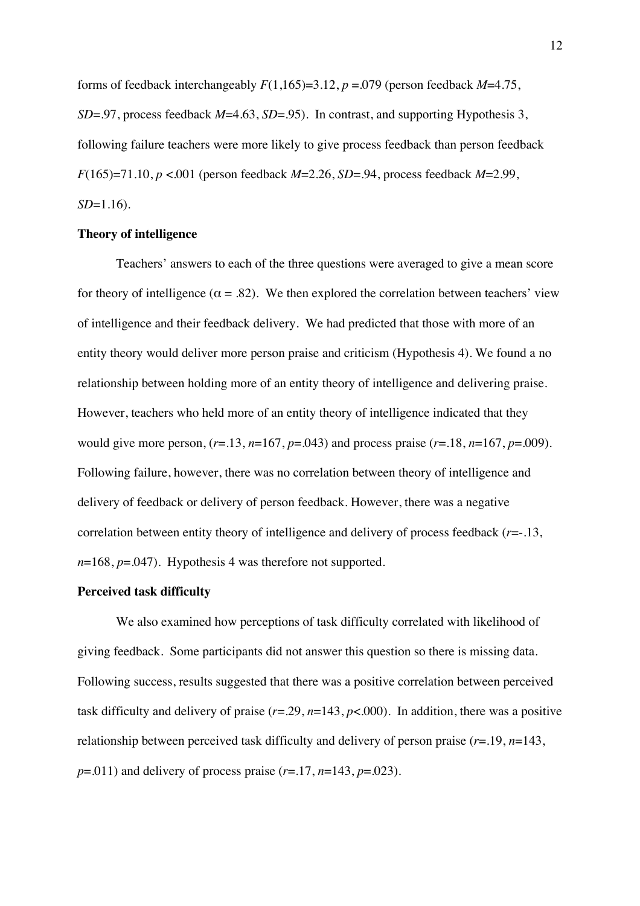forms of feedback interchangeably $F(1,165)=3.12$, $p=.079$ (person feedback $M=4.75$, $SD=.97$, process feedback $M=4.63$, $SD=.95$). In contrast, and supporting Hypothesis 3, following failure teachers were more likely to give process feedback than person feedback $F(165)=71.10$, $p<.001$ (person feedback $M=2.26$, $SD=.94$, process feedback $M=2.99$, $SD=1.16$).

**Theory of intelligence**

Teachers' answers to each of the three questions were averaged to give a mean score for theory of intelligence ($\alpha = .82$). We then explored the correlation between teachers' view of intelligence and their feedback delivery. We had predicted that those with more of an entity theory would deliver more person praise and criticism (Hypothesis 4). We found a no relationship between holding more of an entity theory of intelligence and delivering praise. However, teachers who held more of an entity theory of intelligence indicated that they would give more person, ($r=.13$, $n=167$, $p=.043$) and process praise ($r=.18$, $n=167$, $p=.009$). Following failure, however, there was no correlation between theory of intelligence and delivery of feedback or delivery of person feedback. However, there was a negative correlation between entity theory of intelligence and delivery of process feedback ($r=-.13$, $n=168$, $p=.047$). Hypothesis 4 was therefore not supported.

**Perceived task difficulty**

We also examined how perceptions of task difficulty correlated with likelihood of giving feedback. Some participants did not answer this question so there is missing data. Following success, results suggested that there was a positive correlation between perceived task difficulty and delivery of praise ($r=.29$, $n=143$, $p<.000$). In addition, there was a positive relationship between perceived task difficulty and delivery of person praise ($r=.19$, $n=143$, $p=.011$) and delivery of process praise ($r=.17$, $n=143$, $p=.023$).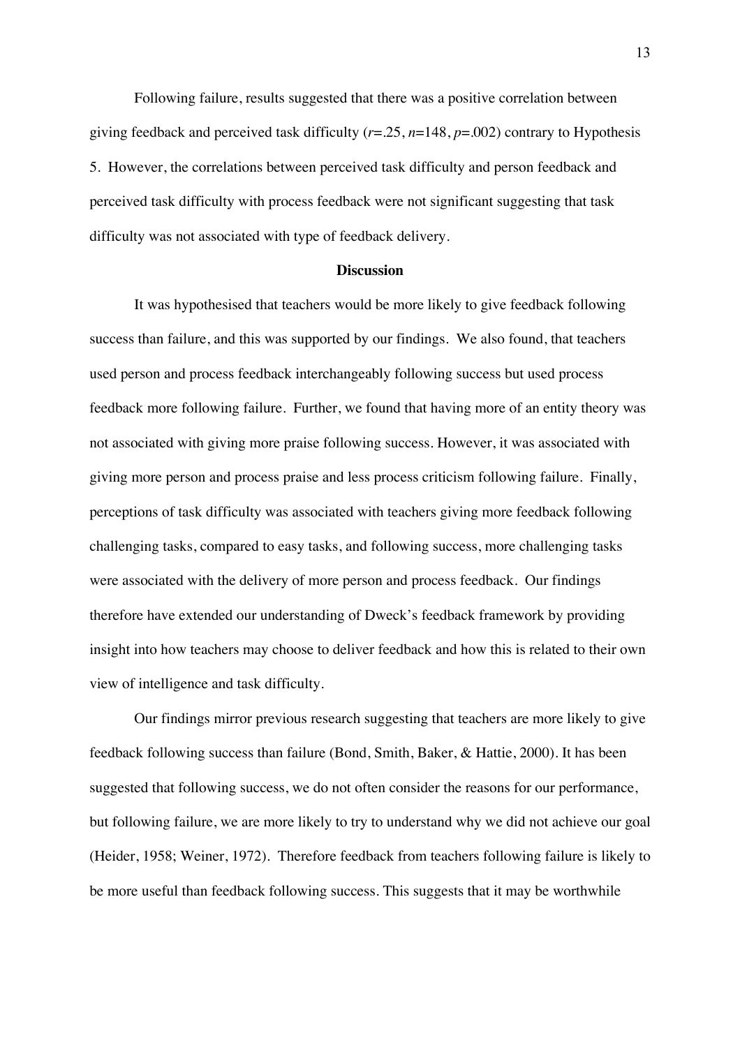Following failure, results suggested that there was a positive correlation between giving feedback and perceived task difficulty ($r$=.25, $n$=148, $p$=.002) contrary to Hypothesis 5. However, the correlations between perceived task difficulty and person feedback and perceived task difficulty with process feedback were not significant suggesting that task difficulty was not associated with type of feedback delivery.

## Discussion

It was hypothesised that teachers would be more likely to give feedback following success than failure, and this was supported by our findings. We also found, that teachers used person and process feedback interchangeably following success but used process feedback more following failure. Further, we found that having more of an entity theory was not associated with giving more praise following success. However, it was associated with giving more person and process praise and less process criticism following failure. Finally, perceptions of task difficulty was associated with teachers giving more feedback following challenging tasks, compared to easy tasks, and following success, more challenging tasks were associated with the delivery of more person and process feedback. Our findings therefore have extended our understanding of Dweck's feedback framework by providing insight into how teachers may choose to deliver feedback and how this is related to their own view of intelligence and task difficulty.

Our findings mirror previous research suggesting that teachers are more likely to give feedback following success than failure (Bond, Smith, Baker, & Hattie, 2000). It has been suggested that following success, we do not often consider the reasons for our performance, but following failure, we are more likely to try to understand why we did not achieve our goal (Heider, 1958; Weiner, 1972). Therefore feedback from teachers following failure is likely to be more useful than feedback following success. This suggests that it may be worthwhile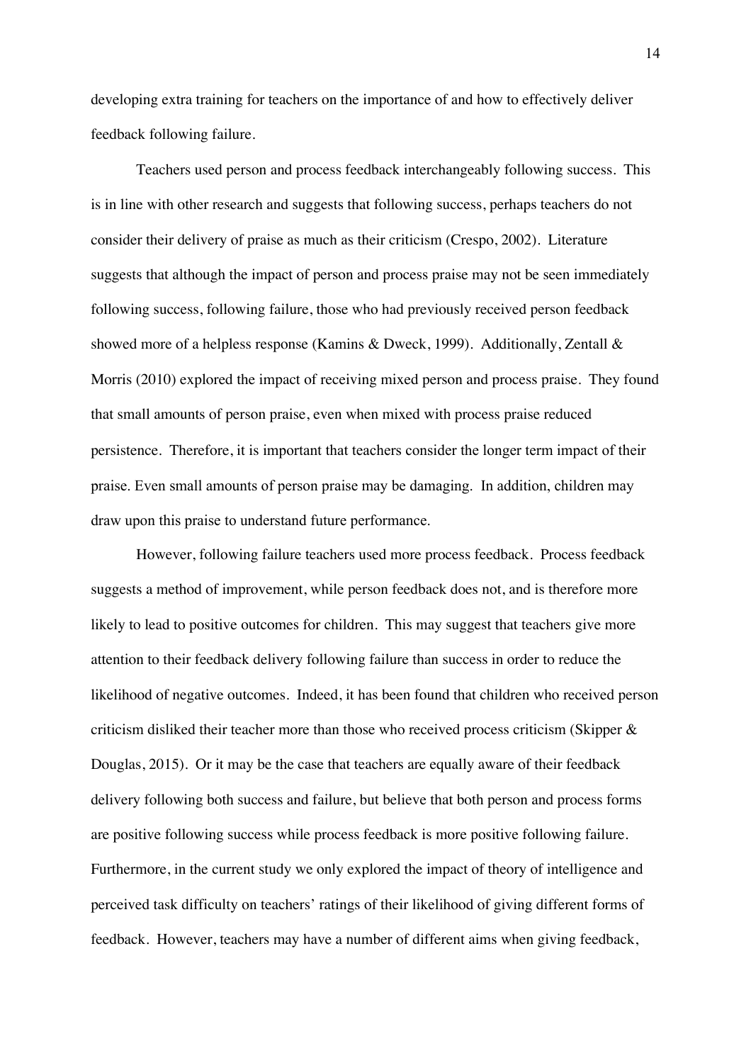developing extra training for teachers on the importance of and how to effectively deliver feedback following failure.

Teachers used person and process feedback interchangeably following success. This is in line with other research and suggests that following success, perhaps teachers do not consider their delivery of praise as much as their criticism (Crespo, 2002). Literature suggests that although the impact of person and process praise may not be seen immediately following success, following failure, those who had previously received person feedback showed more of a helpless response (Kamins & Dweck, 1999). Additionally, Zentall & Morris (2010) explored the impact of receiving mixed person and process praise. They found that small amounts of person praise, even when mixed with process praise reduced persistence. Therefore, it is important that teachers consider the longer term impact of their praise. Even small amounts of person praise may be damaging. In addition, children may draw upon this praise to understand future performance.

However, following failure teachers used more process feedback. Process feedback suggests a method of improvement, while person feedback does not, and is therefore more likely to lead to positive outcomes for children. This may suggest that teachers give more attention to their feedback delivery following failure than success in order to reduce the likelihood of negative outcomes. Indeed, it has been found that children who received person criticism disliked their teacher more than those who received process criticism (Skipper & Douglas, 2015). Or it may be the case that teachers are equally aware of their feedback delivery following both success and failure, but believe that both person and process forms are positive following success while process feedback is more positive following failure. Furthermore, in the current study we only explored the impact of theory of intelligence and perceived task difficulty on teachers' ratings of their likelihood of giving different forms of feedback. However, teachers may have a number of different aims when giving feedback,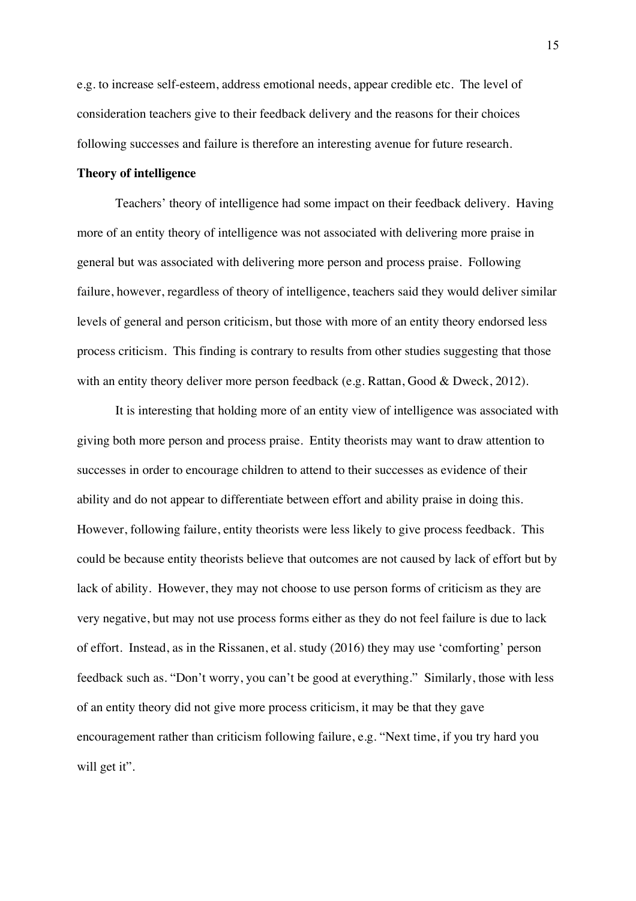e.g. to increase self-esteem, address emotional needs, appear credible etc. The level of consideration teachers give to their feedback delivery and the reasons for their choices following successes and failure is therefore an interesting avenue for future research.

**Theory of intelligence**

Teachers' theory of intelligence had some impact on their feedback delivery. Having more of an entity theory of intelligence was not associated with delivering more praise in general but was associated with delivering more person and process praise. Following failure, however, regardless of theory of intelligence, teachers said they would deliver similar levels of general and person criticism, but those with more of an entity theory endorsed less process criticism. This finding is contrary to results from other studies suggesting that those with an entity theory deliver more person feedback (e.g. Rattan, Good & Dweck, 2012).

It is interesting that holding more of an entity view of intelligence was associated with giving both more person and process praise. Entity theorists may want to draw attention to successes in order to encourage children to attend to their successes as evidence of their ability and do not appear to differentiate between effort and ability praise in doing this. However, following failure, entity theorists were less likely to give process feedback. This could be because entity theorists believe that outcomes are not caused by lack of effort but by lack of ability. However, they may not choose to use person forms of criticism as they are very negative, but may not use process forms either as they do not feel failure is due to lack of effort. Instead, as in the Rissanen, et al. study (2016) they may use 'comforting' person feedback such as. "Don't worry, you can't be good at everything." Similarly, those with less of an entity theory did not give more process criticism, it may be that they gave encouragement rather than criticism following failure, e.g. "Next time, if you try hard you will get it".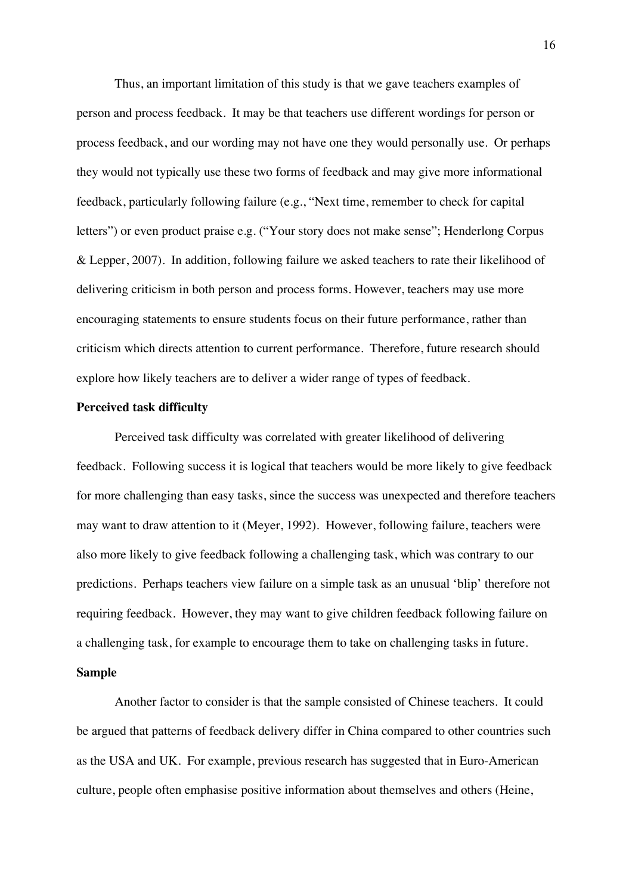Thus, an important limitation of this study is that we gave teachers examples of person and process feedback. It may be that teachers use different wordings for person or process feedback, and our wording may not have one they would personally use. Or perhaps they would not typically use these two forms of feedback and may give more informational feedback, particularly following failure (e.g., "Next time, remember to check for capital letters") or even product praise e.g. ("Your story does not make sense"; Henderlong Corpus & Lepper, 2007). In addition, following failure we asked teachers to rate their likelihood of delivering criticism in both person and process forms. However, teachers may use more encouraging statements to ensure students focus on their future performance, rather than criticism which directs attention to current performance. Therefore, future research should explore how likely teachers are to deliver a wider range of types of feedback.

**Perceived task difficulty**

Perceived task difficulty was correlated with greater likelihood of delivering feedback. Following success it is logical that teachers would be more likely to give feedback for more challenging than easy tasks, since the success was unexpected and therefore teachers may want to draw attention to it (Meyer, 1992). However, following failure, teachers were also more likely to give feedback following a challenging task, which was contrary to our predictions. Perhaps teachers view failure on a simple task as an unusual 'blip' therefore not requiring feedback. However, they may want to give children feedback following failure on a challenging task, for example to encourage them to take on challenging tasks in future.

**Sample**

Another factor to consider is that the sample consisted of Chinese teachers. It could be argued that patterns of feedback delivery differ in China compared to other countries such as the USA and UK. For example, previous research has suggested that in Euro-American culture, people often emphasise positive information about themselves and others (Heine,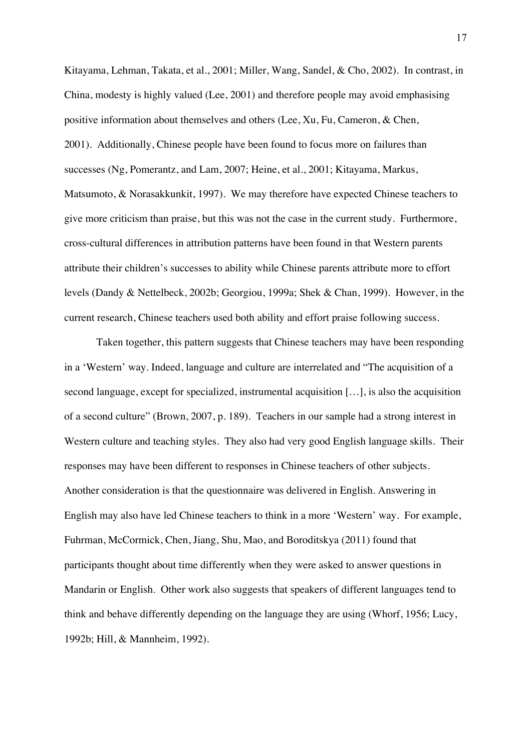Kitayama, Lehman, Takata, et al., 2001; Miller, Wang, Sandel, & Cho, 2002). In contrast, in China, modesty is highly valued (Lee, 2001) and therefore people may avoid emphasising positive information about themselves and others (Lee, Xu, Fu, Cameron, & Chen, 2001). Additionally, Chinese people have been found to focus more on failures than successes (Ng, Pomerantz, and Lam, 2007; Heine, et al., 2001; Kitayama, Markus, Matsumoto, & Norasakkunkit, 1997). We may therefore have expected Chinese teachers to give more criticism than praise, but this was not the case in the current study. Furthermore, cross-cultural differences in attribution patterns have been found in that Western parents attribute their children's successes to ability while Chinese parents attribute more to effort levels (Dandy & Nettelbeck, 2002b; Georgiou, 1999a; Shek & Chan, 1999). However, in the current research, Chinese teachers used both ability and effort praise following success.

Taken together, this pattern suggests that Chinese teachers may have been responding in a 'Western' way. Indeed, language and culture are interrelated and "The acquisition of a second language, except for specialized, instrumental acquisition […], is also the acquisition of a second culture" (Brown, 2007, p. 189). Teachers in our sample had a strong interest in Western culture and teaching styles. They also had very good English language skills. Their responses may have been different to responses in Chinese teachers of other subjects. Another consideration is that the questionnaire was delivered in English. Answering in English may also have led Chinese teachers to think in a more 'Western' way. For example, Fuhrman, McCormick, Chen, Jiang, Shu, Mao, and Boroditskya (2011) found that participants thought about time differently when they were asked to answer questions in Mandarin or English. Other work also suggests that speakers of different languages tend to think and behave differently depending on the language they are using (Whorf, 1956; Lucy, 1992b; Hill, & Mannheim, 1992).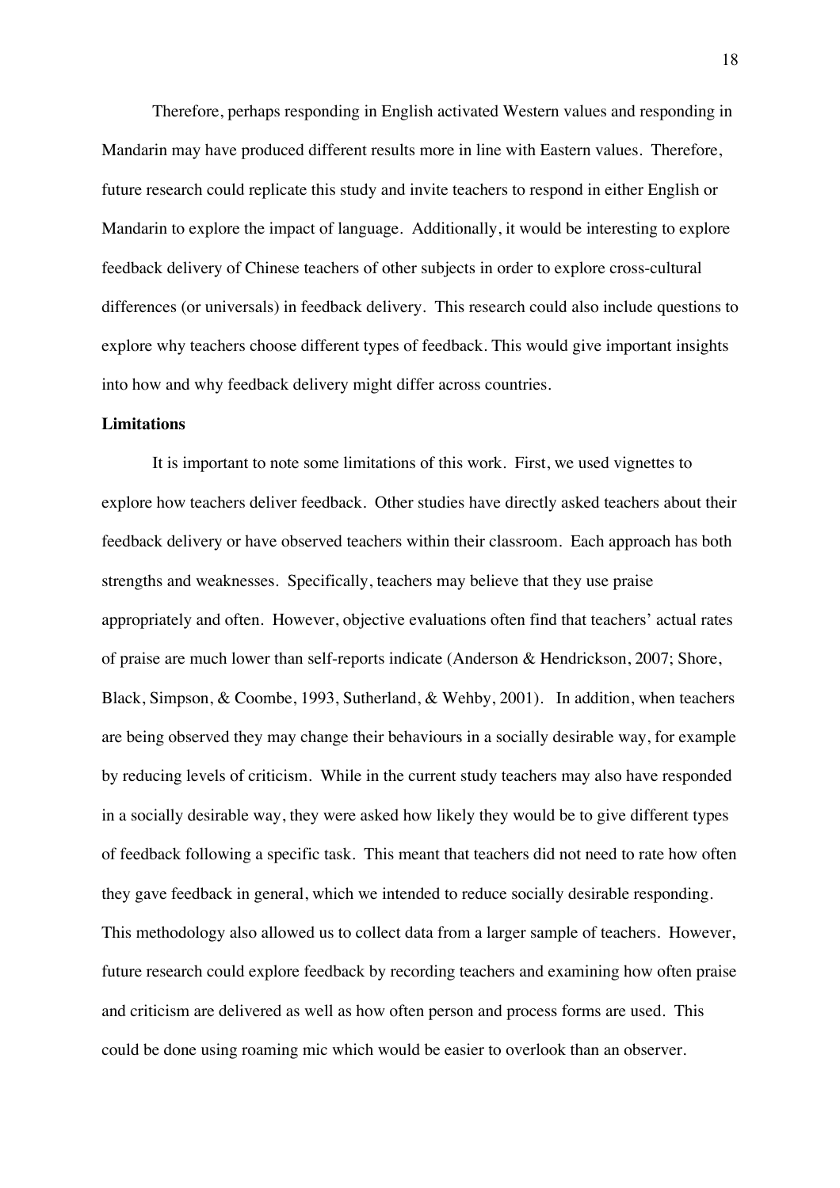Therefore, perhaps responding in English activated Western values and responding in Mandarin may have produced different results more in line with Eastern values. Therefore, future research could replicate this study and invite teachers to respond in either English or Mandarin to explore the impact of language. Additionally, it would be interesting to explore feedback delivery of Chinese teachers of other subjects in order to explore cross-cultural differences (or universals) in feedback delivery. This research could also include questions to explore why teachers choose different types of feedback. This would give important insights into how and why feedback delivery might differ across countries.

**Limitations**

It is important to note some limitations of this work. First, we used vignettes to explore how teachers deliver feedback. Other studies have directly asked teachers about their feedback delivery or have observed teachers within their classroom. Each approach has both strengths and weaknesses. Specifically, teachers may believe that they use praise appropriately and often. However, objective evaluations often find that teachers' actual rates of praise are much lower than self-reports indicate (Anderson & Hendrickson, 2007; Shore, Black, Simpson, & Coombe, 1993, Sutherland, & Wehby, 2001). In addition, when teachers are being observed they may change their behaviours in a socially desirable way, for example by reducing levels of criticism. While in the current study teachers may also have responded in a socially desirable way, they were asked how likely they would be to give different types of feedback following a specific task. This meant that teachers did not need to rate how often they gave feedback in general, which we intended to reduce socially desirable responding. This methodology also allowed us to collect data from a larger sample of teachers. However, future research could explore feedback by recording teachers and examining how often praise and criticism are delivered as well as how often person and process forms are used. This could be done using roaming mic which would be easier to overlook than an observer.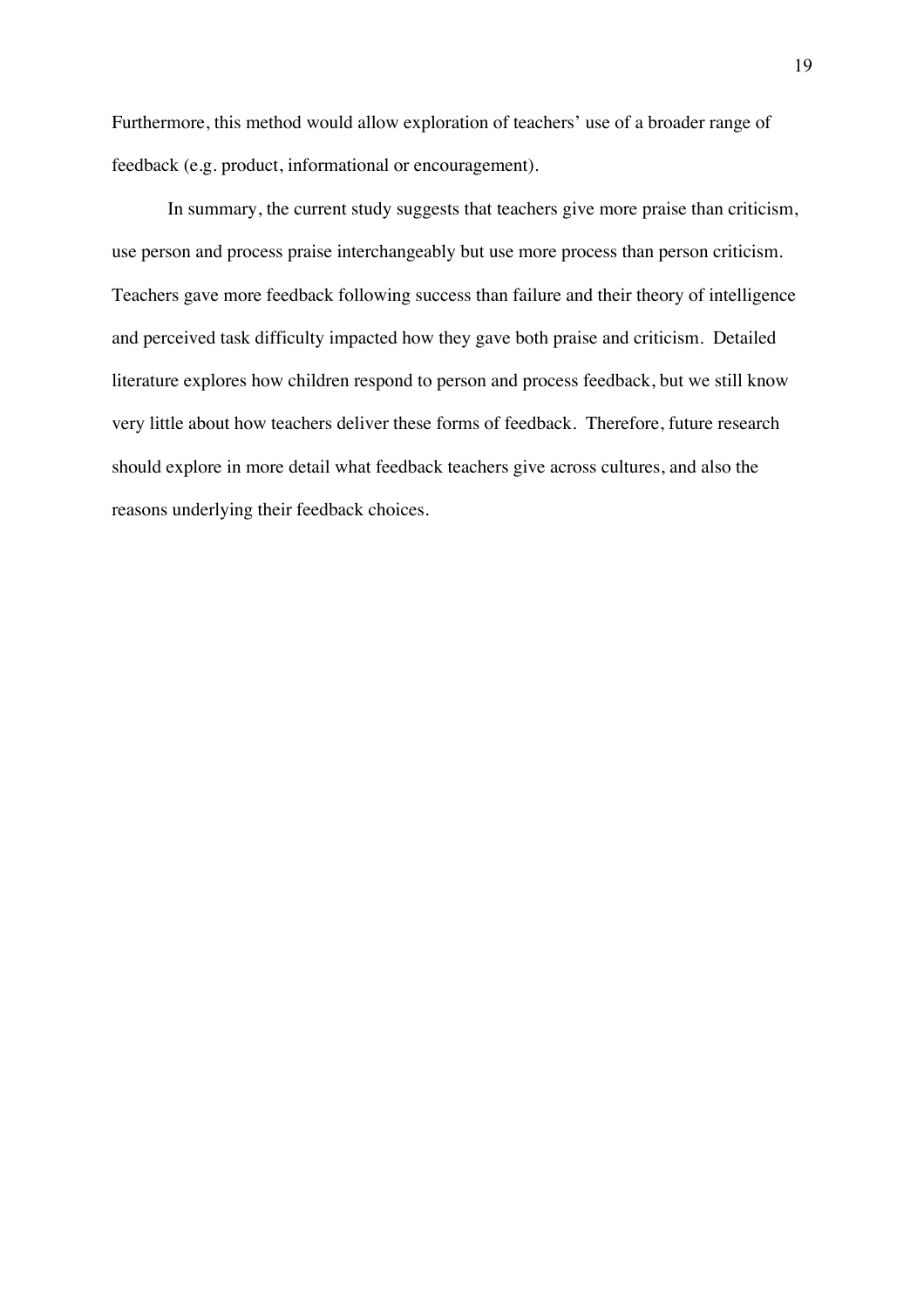Furthermore, this method would allow exploration of teachers' use of a broader range of feedback (e.g. product, informational or encouragement).

In summary, the current study suggests that teachers give more praise than criticism, use person and process praise interchangeably but use more process than person criticism. Teachers gave more feedback following success than failure and their theory of intelligence and perceived task difficulty impacted how they gave both praise and criticism. Detailed literature explores how children respond to person and process feedback, but we still know very little about how teachers deliver these forms of feedback. Therefore, future research should explore in more detail what feedback teachers give across cultures, and also the reasons underlying their feedback choices.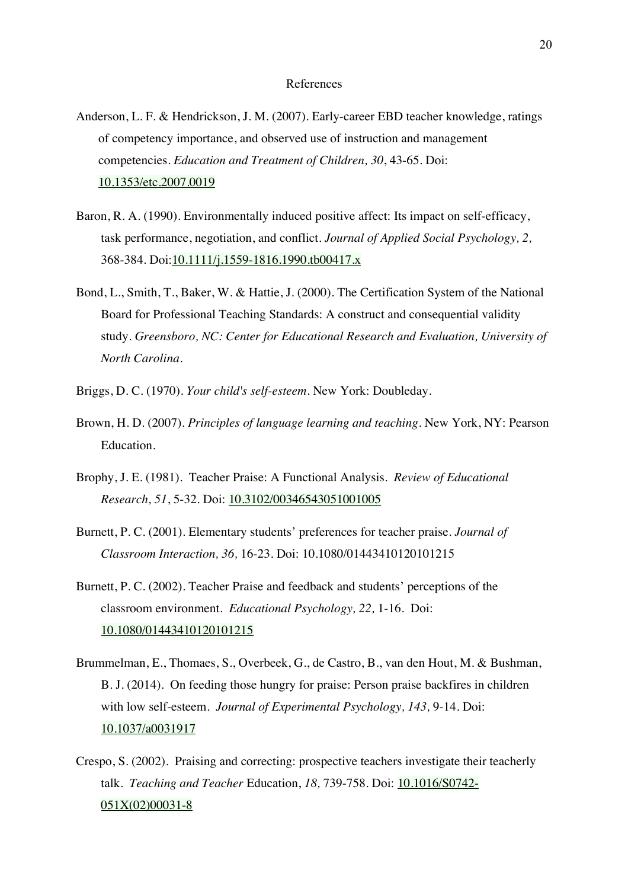# References

Anderson, L. F. & Hendrickson, J. M. (2007). Early-career EBD teacher knowledge, ratings of competency importance, and observed use of instruction and management competencies. *Education and Treatment of Children, 30*, 43-65. Doi: 10.1353/etc.2007.0019

Baron, R. A. (1990). Environmentally induced positive affect: Its impact on self-efficacy, task performance, negotiation, and conflict. *Journal of Applied Social Psychology, 2,* 368-384. Doi:10.1111/j.1559-1816.1990.tb00417.x

Bond, L., Smith, T., Baker, W. & Hattie, J. (2000). The Certification System of the National Board for Professional Teaching Standards: A construct and consequential validity study. *Greensboro, NC: Center for Educational Research and Evaluation, University of North Carolina.*

Briggs, D. C. (1970). *Your child's self-esteem*. New York: Doubleday.

Brown, H. D. (2007). *Principles of language learning and teaching*. New York, NY: Pearson Education.

Brophy, J. E. (1981). Teacher Praise: A Functional Analysis. *Review of Educational Research, 51*, 5-32. Doi: 10.3102/00346543051001005

Burnett, P. C. (2001). Elementary students' preferences for teacher praise. *Journal of Classroom Interaction, 36,* 16-23. Doi: 10.1080/01443410120101215

Burnett, P. C. (2002). Teacher Praise and feedback and students' perceptions of the classroom environment. *Educational Psychology, 22,* 1-16. Doi: 10.1080/01443410120101215

Brummelman, E., Thomaes, S., Overbeek, G., de Castro, B., van den Hout, M. & Bushman, B. J. (2014). On feeding those hungry for praise: Person praise backfires in children with low self-esteem. *Journal of Experimental Psychology, 143,* 9-14. Doi: 10.1037/a0031917

Crespo, S. (2002). Praising and correcting: prospective teachers investigate their teacherly talk. *Teaching and Teacher* Education, *18,* 739-758. Doi: 10.1016/S0742-051X(02)00031-8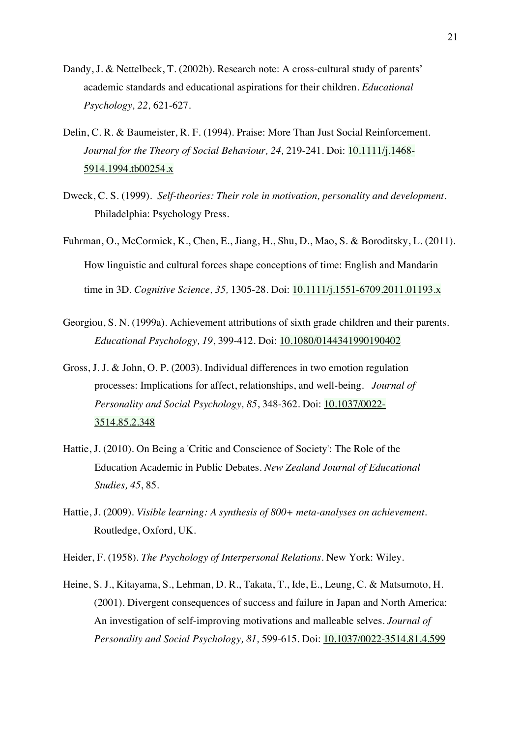Dandy, J. & Nettelbeck, T. (2002b). Research note: A cross-cultural study of parents' academic standards and educational aspirations for their children. *Educational Psychology, 22,* 621-627.

Delin, C. R. & Baumeister, R. F. (1994). Praise: More Than Just Social Reinforcement. *Journal for the Theory of Social Behaviour, 24,* 219-241. Doi: 10.1111/j.1468-5914.1994.tb00254.x

Dweck, C. S. (1999). *Self-theories: Their role in motivation, personality and development.* Philadelphia: Psychology Press.

Fuhrman, O., McCormick, K., Chen, E., Jiang, H., Shu, D., Mao, S. & Boroditsky, L. (2011). How linguistic and cultural forces shape conceptions of time: English and Mandarin time in 3D. *Cognitive Science, 35,* 1305-28. Doi: 10.1111/j.1551-6709.2011.01193.x

Georgiou, S. N. (1999a). Achievement attributions of sixth grade children and their parents. *Educational Psychology, 19*, 399-412. Doi: 10.1080/0144341990190402

Gross, J. J. & John, O. P. (2003). Individual differences in two emotion regulation processes: Implications for affect, relationships, and well-being. *Journal of Personality and Social Psychology, 85*, 348-362. Doi: 10.1037/0022-3514.85.2.348

Hattie, J. (2010). On Being a 'Critic and Conscience of Society': The Role of the Education Academic in Public Debates. *New Zealand Journal of Educational Studies, 45*, 85.

Hattie, J. (2009). *Visible learning: A synthesis of 800+ meta-analyses on achievement.* Routledge, Oxford, UK.

Heider, F. (1958). *The Psychology of Interpersonal Relations.* New York: Wiley.

Heine, S. J., Kitayama, S., Lehman, D. R., Takata, T., Ide, E., Leung, C. & Matsumoto, H. (2001). Divergent consequences of success and failure in Japan and North America: An investigation of self-improving motivations and malleable selves. *Journal of Personality and Social Psychology, 81,* 599-615. Doi: 10.1037/0022-3514.81.4.599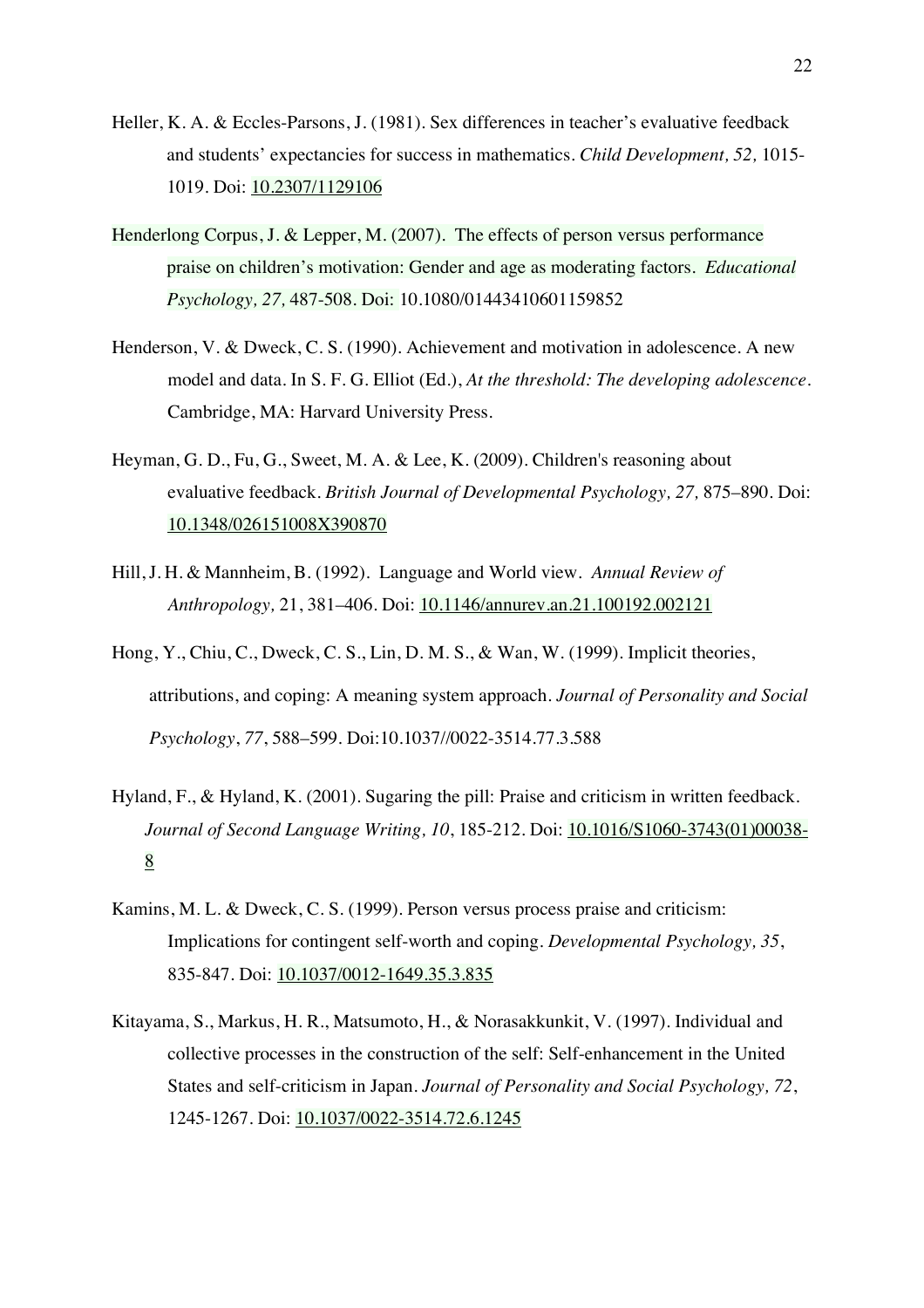Heller, K. A. & Eccles-Parsons, J. (1981). Sex differences in teacher's evaluative feedback and students' expectancies for success in mathematics. *Child Development, 52,* 1015-1019. Doi: 10.2307/1129106

Henderlong Corpus, J. & Lepper, M. (2007). The effects of person versus performance praise on children's motivation: Gender and age as moderating factors. *Educational Psychology, 27,* 487-508. Doi: 10.1080/01443410601159852

Henderson, V. & Dweck, C. S. (1990). Achievement and motivation in adolescence. A new model and data. In S. F. G. Elliot (Ed.), *At the threshold: The developing adolescence*. Cambridge, MA: Harvard University Press.

Heyman, G. D., Fu, G., Sweet, M. A. & Lee, K. (2009). Children's reasoning about evaluative feedback. *British Journal of Developmental Psychology, 27,* 875–890. Doi: 10.1348/026151008X390870

Hill, J. H. & Mannheim, B. (1992). Language and World view. *Annual Review of Anthropology,* 21, 381–406. Doi: 10.1146/annurev.an.21.100192.002121

Hong, Y., Chiu, C., Dweck, C. S., Lin, D. M. S., & Wan, W. (1999). Implicit theories, attributions, and coping: A meaning system approach. *Journal of Personality and Social Psychology*, *77*, 588–599. Doi:10.1037//0022-3514.77.3.588

Hyland, F., & Hyland, K. (2001). Sugaring the pill: Praise and criticism in written feedback. *Journal of Second Language Writing, 10*, 185-212. Doi: 10.1016/S1060-3743(01)00038-8

Kamins, M. L. & Dweck, C. S. (1999). Person versus process praise and criticism: Implications for contingent self-worth and coping. *Developmental Psychology, 35*, 835-847. Doi: 10.1037/0012-1649.35.3.835

Kitayama, S., Markus, H. R., Matsumoto, H., & Norasakkunkit, V. (1997). Individual and collective processes in the construction of the self: Self-enhancement in the United States and self-criticism in Japan. *Journal of Personality and Social Psychology, 72*, 1245-1267. Doi: 10.1037/0022-3514.72.6.1245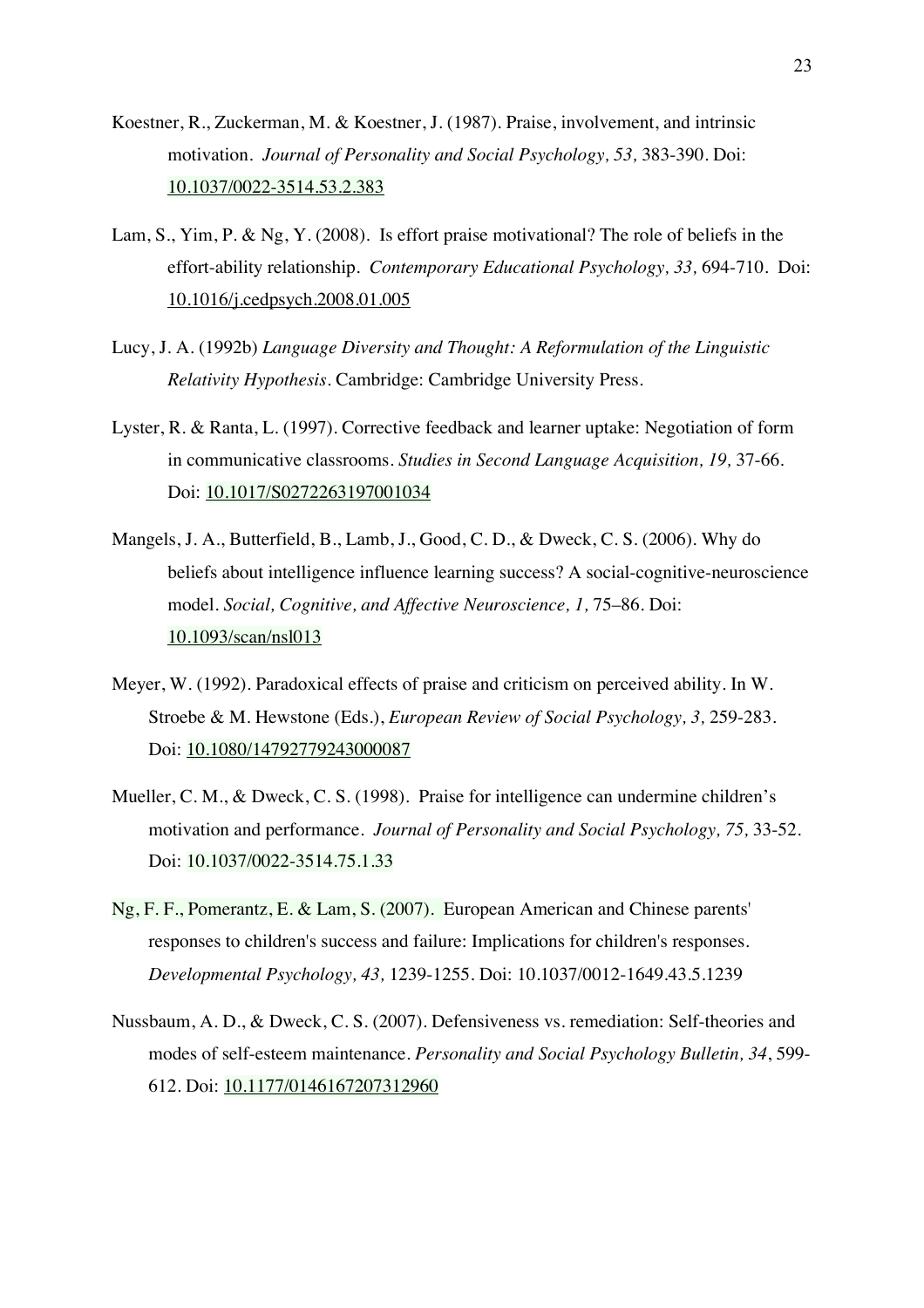Koestner, R., Zuckerman, M. & Koestner, J. (1987). Praise, involvement, and intrinsic motivation. *Journal of Personality and Social Psychology, 53,* 383-390. Doi: 10.1037/0022-3514.53.2.383

Lam, S., Yim, P. & Ng, Y. (2008). Is effort praise motivational? The role of beliefs in the effort-ability relationship. *Contemporary Educational Psychology, 33,* 694-710. Doi: 10.1016/j.cedpsych.2008.01.005

Lucy, J. A. (1992b) *Language Diversity and Thought: A Reformulation of the Linguistic Relativity Hypothesis*. Cambridge: Cambridge University Press.

Lyster, R. & Ranta, L. (1997). Corrective feedback and learner uptake: Negotiation of form in communicative classrooms. *Studies in Second Language Acquisition, 19,* 37-66. Doi: 10.1017/S0272263197001034

Mangels, J. A., Butterfield, B., Lamb, J., Good, C. D., & Dweck, C. S. (2006). Why do beliefs about intelligence influence learning success? A social-cognitive-neuroscience model. *Social, Cognitive, and Affective Neuroscience, 1,* 75–86. Doi: 10.1093/scan/nsl013

Meyer, W. (1992). Paradoxical effects of praise and criticism on perceived ability. In W. Stroebe & M. Hewstone (Eds.), *European Review of Social Psychology, 3,* 259-283. Doi: 10.1080/14792779243000087

Mueller, C. M., & Dweck, C. S. (1998). Praise for intelligence can undermine children's motivation and performance. *Journal of Personality and Social Psychology, 75,* 33-52. Doi: 10.1037/0022-3514.75.1.33

Ng, F. F., Pomerantz, E. & Lam, S. (2007). European American and Chinese parents' responses to children's success and failure: Implications for children's responses. *Developmental Psychology, 43,* 1239-1255. Doi: 10.1037/0012-1649.43.5.1239

Nussbaum, A. D., & Dweck, C. S. (2007). Defensiveness vs. remediation: Self-theories and modes of self-esteem maintenance. *Personality and Social Psychology Bulletin, 34*, 599-612. Doi: 10.1177/0146167207312960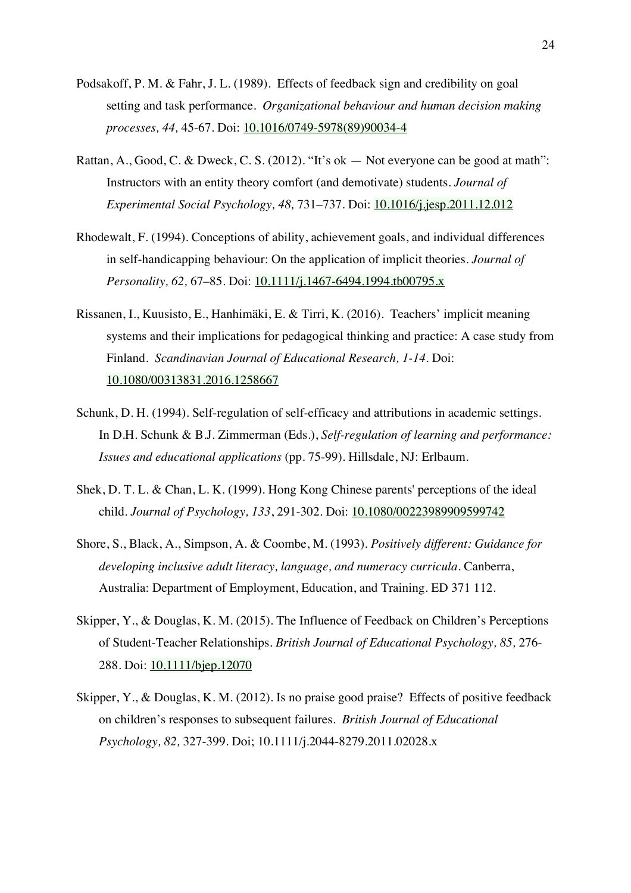Podsakoff, P. M. & Fahr, J. L. (1989). Effects of feedback sign and credibility on goal setting and task performance. *Organizational behaviour and human decision making processes, 44,* 45-67. Doi: 10.1016/0749-5978(89)90034-4

Rattan, A., Good, C. & Dweck, C. S. (2012). "It's ok — Not everyone can be good at math": Instructors with an entity theory comfort (and demotivate) students. *Journal of Experimental Social Psychology, 48,* 731–737. Doi: 10.1016/j.jesp.2011.12.012

Rhodewalt, F. (1994). Conceptions of ability, achievement goals, and individual differences in self-handicapping behaviour: On the application of implicit theories. *Journal of Personality, 62,* 67–85. Doi: 10.1111/j.1467-6494.1994.tb00795.x

Rissanen, I., Kuusisto, E., Hanhimäki, E. & Tirri, K. (2016). Teachers' implicit meaning systems and their implications for pedagogical thinking and practice: A case study from Finland. *Scandinavian Journal of Educational Research, 1-14*. Doi: 10.1080/00313831.2016.1258667

Schunk, D. H. (1994). Self-regulation of self-efficacy and attributions in academic settings. In D.H. Schunk & B.J. Zimmerman (Eds.), *Self-regulation of learning and performance: Issues and educational applications* (pp. 75-99). Hillsdale, NJ: Erlbaum.

Shek, D. T. L. & Chan, L. K. (1999). Hong Kong Chinese parents' perceptions of the ideal child. *Journal of Psychology, 133*, 291-302. Doi: 10.1080/00223989909599742

Shore, S., Black, A., Simpson, A. & Coombe, M. (1993). *Positively different: Guidance for developing inclusive adult literacy, language, and numeracy curricula*. Canberra, Australia: Department of Employment, Education, and Training. ED 371 112.

Skipper, Y., & Douglas, K. M. (2015). The Influence of Feedback on Children's Perceptions of Student-Teacher Relationships. *British Journal of Educational Psychology, 85,* 276-288. Doi: 10.1111/bjep.12070

Skipper, Y., & Douglas, K. M. (2012). Is no praise good praise? Effects of positive feedback on children's responses to subsequent failures. *British Journal of Educational Psychology, 82,* 327-399. Doi; 10.1111/j.2044-8279.2011.02028.x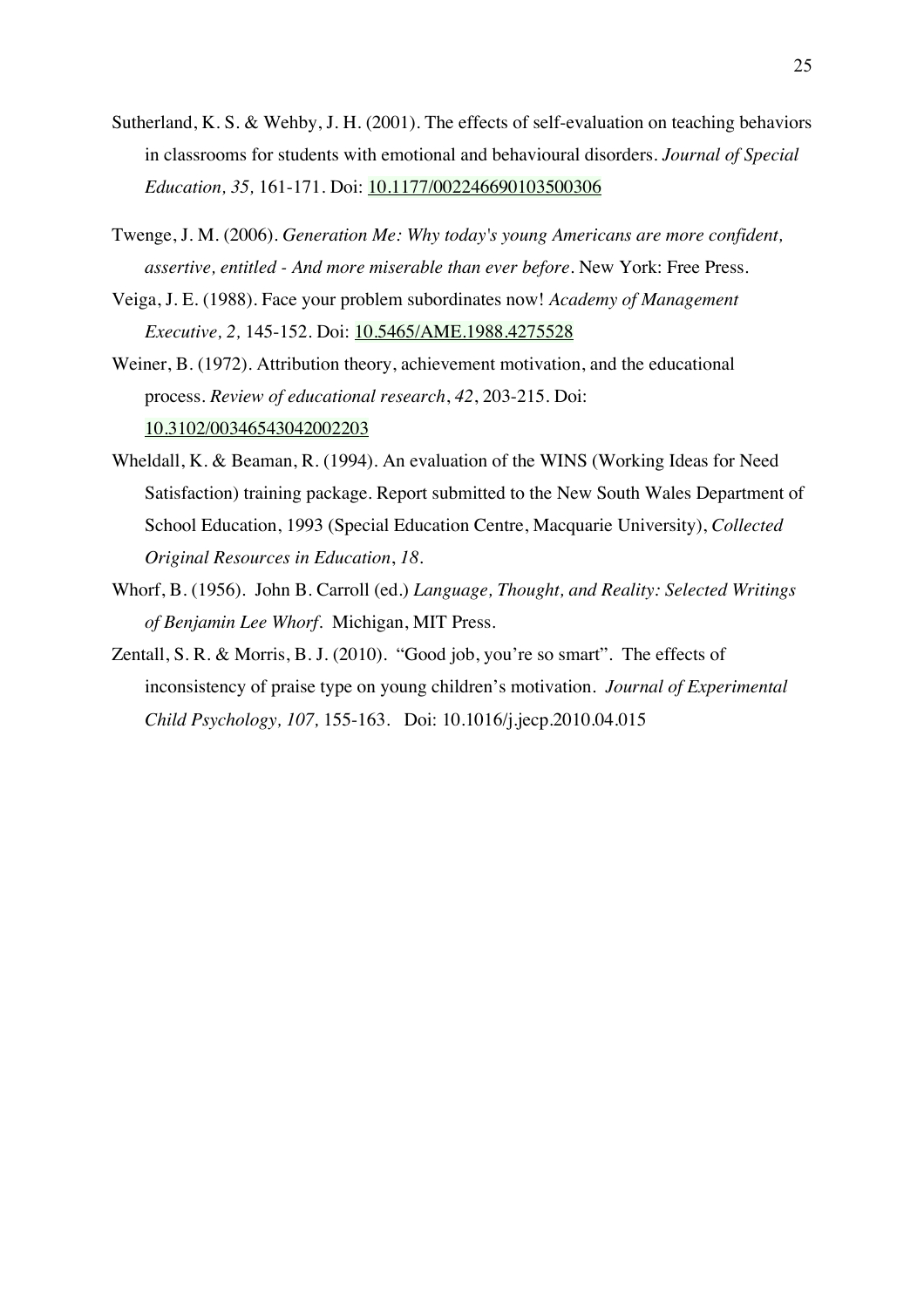Sutherland, K. S. & Wehby, J. H. (2001). The effects of self-evaluation on teaching behaviors in classrooms for students with emotional and behavioural disorders. *Journal of Special Education, 35,* 161-171. Doi: 10.1177/002246690103500306

Twenge, J. M. (2006). *Generation Me: Why today's young Americans are more confident, assertive, entitled - And more miserable than ever before*. New York: Free Press.

Veiga, J. E. (1988). Face your problem subordinates now! *Academy of Management Executive, 2,* 145-152. Doi: 10.5465/AME.1988.4275528

Weiner, B. (1972). Attribution theory, achievement motivation, and the educational process. *Review of educational research*, *42*, 203-215. Doi: 10.3102/00346543042002203

Wheldall, K. & Beaman, R. (1994). An evaluation of the WINS (Working Ideas for Need Satisfaction) training package. Report submitted to the New South Wales Department of School Education, 1993 (Special Education Centre, Macquarie University), *Collected Original Resources in Education*, *18*.

Whorf, B. (1956). John B. Carroll (ed.) *Language, Thought, and Reality: Selected Writings of Benjamin Lee Whorf*. Michigan, MIT Press.

Zentall, S. R. & Morris, B. J. (2010). "Good job, you're so smart". The effects of inconsistency of praise type on young children's motivation. *Journal of Experimental Child Psychology, 107,* 155-163. Doi: 10.1016/j.jecp.2010.04.015